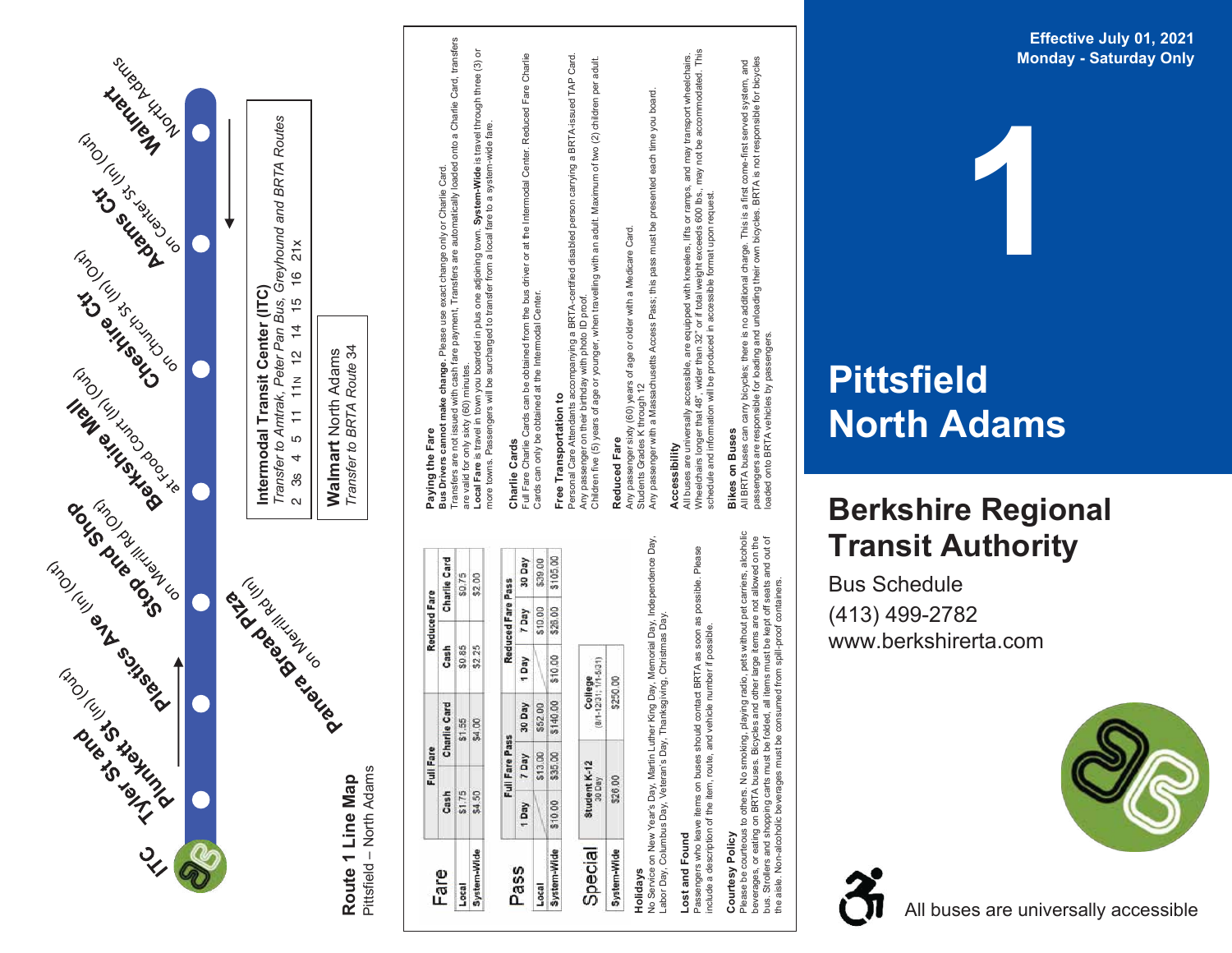Effective July 01, 2021
Monday - Saturday Only

# 1

# Pittsfield North Adams

## Berkshire Regional Transit Authority

Bus Schedule
(413) 499-2782
www.berkshirerta.com

All buses are universally accessible

## Route 1 Line Map
Pittsfield – North Adams

- **ITC**
- **Tyler St and Plunkett St** (In) (Out)
- **Plastics Ave** (In) (Out)
- **Stop and Shop** on Merrill Rd (Out)
- **Panera Bread Plza** on Merrill Rd (In)
- **Berkshire Mall** at Food Court (In) (Out)
- **Cheshire Ctr** on Church St (In) (Out)
- **Adams Ctr** on Center St (In) (Out)
- **Walmart** North Adams

**Intermodal Transit Center (ITC)**
*Transfer to Amtrak, Peter Pan Bus, Greyhound and BRTA Routes*
2 3s 4 5 11 11N 12 14 15 16 21x

**Walmart** North Adams
*Transfer to BRTA Route 34*

## Fare

| | Full Fare | | Reduced Fare | |
|---|---|---|---|---|
| | Cash | Charlie Card | Cash | Charlie Card |
| Local | $1.75 | $1.55 | $0.85 | $0.75 |
| System-Wide | $4.50 | $4.00 | $2.25 | $2.00 |

## Pass

| | Full Fare Pass | | | Reduced Fare Pass | | |
|---|---|---|---|---|---|---|
| | 1 Day | 7 Day | 30 Day | 1 Day | 7 Day | 30 Day |
| Local | | $13.00 | $52.00 | | $10.00 | $39.00 |
| System-Wide | $10.00 | $35.00 | $140.00 | $10.00 | $26.00 | $105.00 |

## Special

| | Student K-12 30 Day | College (8/1-12/31; 1/1-5/31) |
|---|---|---|
| System-Wide | $26.00 | $250.00 |

**Holidays**
No Service on New Year's Day, Martin Luther King Day, Memorial Day, Independence Day, Labor Day, Columbus Day, Veteran's Day, Thanksgiving, Christmas Day.

**Lost and Found**
Passengers who leave items on buses should contact BRTA as soon as possible. Please include a description of the item, route, and vehicle number if possible.

**Courtesy Policy**
Please be courteous to others. No smoking, playing radio, pets without pet carriers, alcoholic beverages, or eating on BRTA buses. Bicycles and other large items are not allowed on the bus. Strollers and shopping carts must be folded, all items must be kept off seats and out of the aisle. Non-alcoholic beverages must be consumed from spill-proof containers.

**Paying the Fare**
**Bus Drivers cannot make change.** Please use exact change only or Charlie Card.
Transfers are not issued with cash fare payment. Transfers are automatically loaded onto a Charlie Card, transfers are valid for only sixty (60) minutes.
**Local Fare** is travel in town you boarded in plus one adjoining town. **System-Wide** is travel through three (3) or more towns. Passengers will be surcharged to transfer from a local fare to a system-wide fare.

**Charlie Cards**
Full Fare Charlie Cards can be obtained from the bus driver or at the Intermodal Center. Reduced Fare Charlie Cards can only be obtained at the Intermodal Center.

**Free Transportation to**
Personal Care Attendants accompanying a BRTA-certified disabled person carrying a BRTA-issued TAP Card.
Any passenger on their birthday with photo ID proof.
Children five (5) years of age or younger, when travelling with an adult. Maximum of two (2) children per adult.

**Reduced Fare**
Any passenger sixty (60) years of age or older with a Medicare Card.
Students Grades K through 12
Any passenger with a Massachusetts Access Pass; this pass must be presented each time you board.

**Accessibility**
All buses are universally accessible, are equipped with kneelers, lifts or ramps, and may transport wheelchairs. Wheelchairs longer that 48", wider than 32" or if total weight exceeds 600 lbs., may not be accommodated. This schedule and information will be produced in accessible format upon request.

**Bikes on Buses**
All BRTA buses can carry bicycles; there is no additional charge. This is a first come-first served system, and passengers are responsible for loading and unloading their own bicycles. BRTA is not responsible for bicycles loaded onto BRTA vehicles by passengers.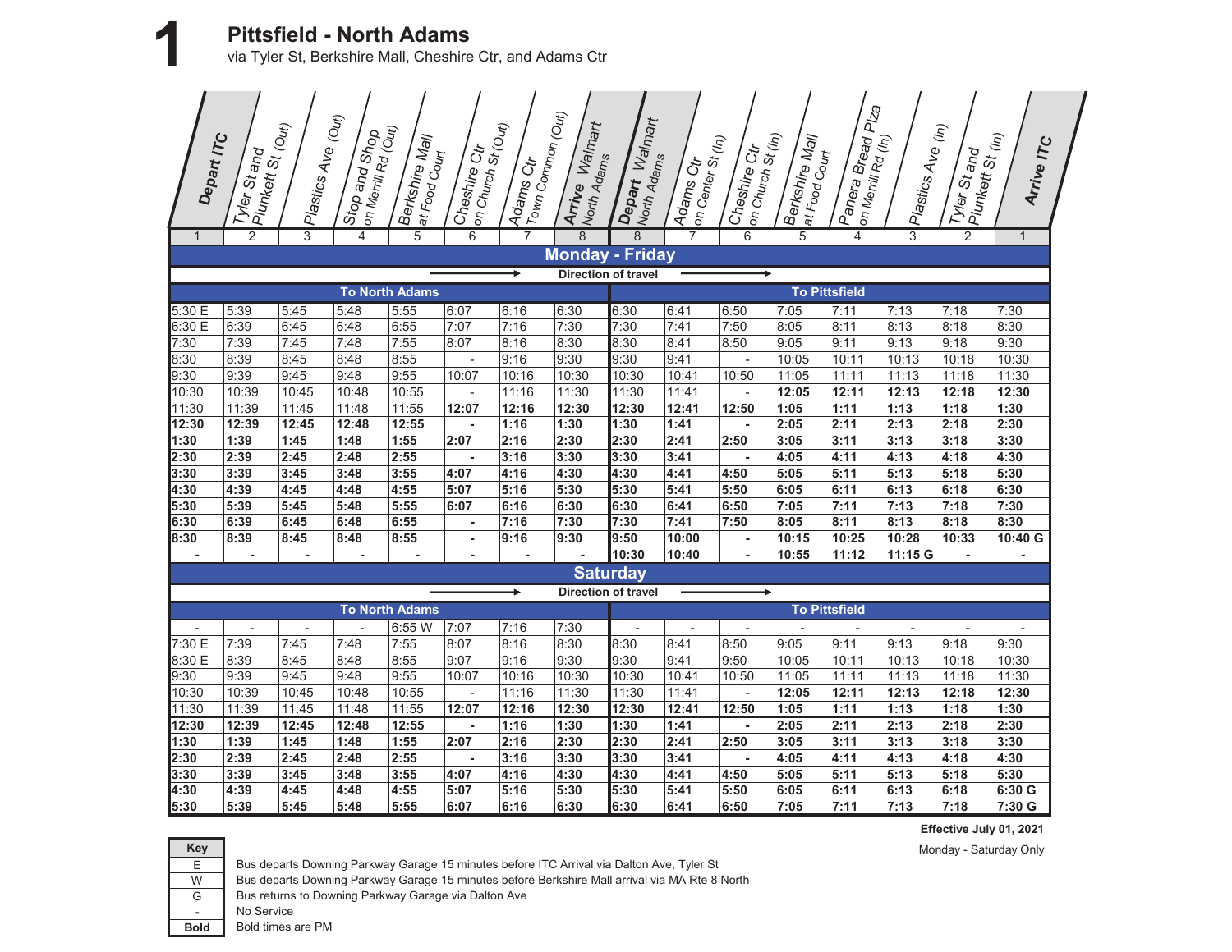# 1 Pittsfield - North Adams

via Tyler St, Berkshire Mall, Cheshire Ctr, and Adams Ctr

| Depart ITC | Tyler St and Plunkett St (Out) | Plastics Ave (Out) | Stop and Shop on Merrill Rd (Out) | Berkshire Mall at Food Court | Cheshire Ctr on Church St (Out) | Adams Ctr Town Common (Out) | Arrive Walmart North Adams | Depart Walmart North Adams | Adams Ctr on Center St (In) | Cheshire Ctr on Church St (In) | Berkshire Mall at Food Court | Panera Bread Plza on Merrill Rd (In) | Plastics Ave (In) | Tyler St and Plunkett St (In) | Arrive ITC |
|---|---|---|---|---|---|---|---|---|---|---|---|---|---|---|---|
| 1 | 2 | 3 | 4 | 5 | 6 | 7 | 8 | 8 | 7 | 6 | 5 | 4 | 3 | 2 | 1 |
| **Monday - Friday** | | | | | | | | | | | | | | | |
| Direction of travel | | | | | | | | | | | | | | | |
| **To North Adams** | | | | | | | | **To Pittsfield** | | | | | | | |
| 5:30 E | 5:39 | 5:45 | 5:48 | 5:55 | 6:07 | 6:16 | 6:30 | 6:30 | 6:41 | 6:50 | 7:05 | 7:11 | 7:13 | 7:18 | 7:30 |
| 6:30 E | 6:39 | 6:45 | 6:48 | 6:55 | 7:07 | 7:16 | 7:30 | 7:30 | 7:41 | 7:50 | 8:05 | 8:11 | 8:13 | 8:18 | 8:30 |
| 7:30 | 7:39 | 7:45 | 7:48 | 7:55 | 8:07 | 8:16 | 8:30 | 8:30 | 8:41 | 8:50 | 9:05 | 9:11 | 9:13 | 9:18 | 9:30 |
| 8:30 | 8:39 | 8:45 | 8:48 | 8:55 | - | 9:16 | 9:30 | 9:30 | 9:41 | - | 10:05 | 10:11 | 10:13 | 10:18 | 10:30 |
| 9:30 | 9:39 | 9:45 | 9:48 | 9:55 | 10:07 | 10:16 | 10:30 | 10:30 | 10:41 | 10:50 | 11:05 | 11:11 | 11:13 | 11:18 | 11:30 |
| 10:30 | 10:39 | 10:45 | 10:48 | 10:55 | - | 11:16 | 11:30 | 11:30 | 11:41 | - | **12:05** | **12:11** | **12:13** | **12:18** | **12:30** |
| 11:30 | 11:39 | 11:45 | 11:48 | 11:55 | **12:07** | **12:16** | **12:30** | **12:30** | **12:41** | **12:50** | **1:05** | **1:11** | **1:13** | **1:18** | **1:30** |
| **12:30** | **12:39** | **12:45** | **12:48** | **12:55** | - | **1:16** | **1:30** | **1:30** | **1:41** | - | **2:05** | **2:11** | **2:13** | **2:18** | **2:30** |
| **1:30** | **1:39** | **1:45** | **1:48** | **1:55** | **2:07** | **2:16** | **2:30** | **2:30** | **2:41** | **2:50** | **3:05** | **3:11** | **3:13** | **3:18** | **3:30** |
| **2:30** | **2:39** | **2:45** | **2:48** | **2:55** | - | **3:16** | **3:30** | **3:30** | **3:41** | - | **4:05** | **4:11** | **4:13** | **4:18** | **4:30** |
| **3:30** | **3:39** | **3:45** | **3:48** | **3:55** | **4:07** | **4:16** | **4:30** | **4:30** | **4:41** | **4:50** | **5:05** | **5:11** | **5:13** | **5:18** | **5:30** |
| **4:30** | **4:39** | **4:45** | **4:48** | **4:55** | **5:07** | **5:16** | **5:30** | **5:30** | **5:41** | **5:50** | **6:05** | **6:11** | **6:13** | **6:18** | **6:30** |
| **5:30** | **5:39** | **5:45** | **5:48** | **5:55** | **6:07** | **6:16** | **6:30** | **6:30** | **6:41** | **6:50** | **7:05** | **7:11** | **7:13** | **7:18** | **7:30** |
| **6:30** | **6:39** | **6:45** | **6:48** | **6:55** | - | **7:16** | **7:30** | **7:30** | **7:41** | **7:50** | **8:05** | **8:11** | **8:13** | **8:18** | **8:30** |
| **8:30** | **8:39** | **8:45** | **8:48** | **8:55** | - | **9:16** | **9:30** | **9:50** | **10:00** | - | **10:15** | **10:25** | **10:28** | **10:33** | **10:40 G** |
| - | - | - | - | - | - | - | - | **10:30** | **10:40** | - | **10:55** | **11:12** | **11:15 G** | - | - |
| **Saturday** | | | | | | | | | | | | | | | |
| Direction of travel | | | | | | | | | | | | | | | |
| **To North Adams** | | | | | | | | **To Pittsfield** | | | | | | | |
| - | - | - | - | 6:55 W | 7:07 | 7:16 | 7:30 | - | - | - | - | - | - | - | - |
| 7:30 E | 7:39 | 7:45 | 7:48 | 7:55 | 8:07 | 8:16 | 8:30 | 8:30 | 8:41 | 8:50 | 9:05 | 9:11 | 9:13 | 9:18 | 9:30 |
| 8:30 E | 8:39 | 8:45 | 8:48 | 8:55 | 9:07 | 9:16 | 9:30 | 9:30 | 9:41 | 9:50 | 10:05 | 10:11 | 10:13 | 10:18 | 10:30 |
| 9:30 | 9:39 | 9:45 | 9:48 | 9:55 | 10:07 | 10:16 | 10:30 | 10:30 | 10:41 | 10:50 | 11:05 | 11:11 | 11:13 | 11:18 | 11:30 |
| 10:30 | 10:39 | 10:45 | 10:48 | 10:55 | - | 11:16 | 11:30 | 11:30 | 11:41 | - | **12:05** | **12:11** | **12:13** | **12:18** | **12:30** |
| 11:30 | 11:39 | 11:45 | 11:48 | 11:55 | **12:07** | **12:16** | **12:30** | **12:30** | **12:41** | **12:50** | **1:05** | **1:11** | **1:13** | **1:18** | **1:30** |
| **12:30** | **12:39** | **12:45** | **12:48** | **12:55** | - | **1:16** | **1:30** | **1:30** | **1:41** | - | **2:05** | **2:11** | **2:13** | **2:18** | **2:30** |
| **1:30** | **1:39** | **1:45** | **1:48** | **1:55** | **2:07** | **2:16** | **2:30** | **2:30** | **2:41** | **2:50** | **3:05** | **3:11** | **3:13** | **3:18** | **3:30** |
| **2:30** | **2:39** | **2:45** | **2:48** | **2:55** | - | **3:16** | **3:30** | **3:30** | **3:41** | - | **4:05** | **4:11** | **4:13** | **4:18** | **4:30** |
| **3:30** | **3:39** | **3:45** | **3:48** | **3:55** | **4:07** | **4:16** | **4:30** | **4:30** | **4:41** | **4:50** | **5:05** | **5:11** | **5:13** | **5:18** | **5:30** |
| **4:30** | **4:39** | **4:45** | **4:48** | **4:55** | **5:07** | **5:16** | **5:30** | **5:30** | **5:41** | **5:50** | **6:05** | **6:11** | **6:13** | **6:18** | **6:30 G** |
| **5:30** | **5:39** | **5:45** | **5:48** | **5:55** | **6:07** | **6:16** | **6:30** | **6:30** | **6:41** | **6:50** | **7:05** | **7:11** | **7:13** | **7:18** | **7:30 G** |

**Effective July 01, 2021**

Monday - Saturday Only

| Key | |
|---|---|
| E | Bus departs Downing Parkway Garage 15 minutes before ITC Arrival via Dalton Ave, Tyler St |
| W | Bus departs Downing Parkway Garage 15 minutes before Berkshire Mall arrival via MA Rte 8 North |
| G | Bus returns to Downing Parkway Garage via Dalton Ave |
| - | No Service |
| **Bold** | Bold times are PM |